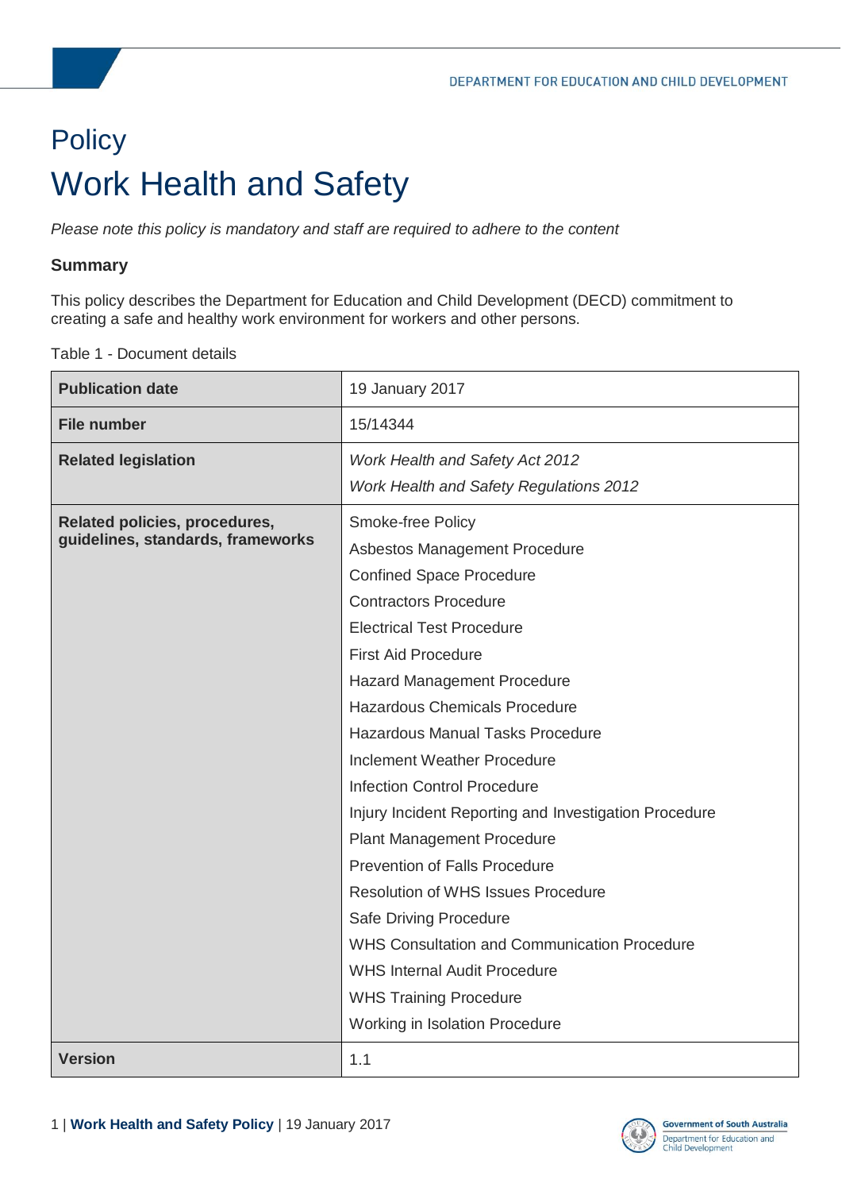# Policy

# Work Health and Safety

*Please note this policy is mandatory and staff are required to adhere to the content*

### Summary

This policy describes the Department for Education and Child Development (DECD) commitment to creating a safe and healthy work environment for workers and other persons.

Table 1 - Document details

| | |
|---|---|
| **Publication date** | 19 January 2017 |
| **File number** | 15/14344 |
| **Related legislation** | *Work Health and Safety Act 2012*<br>*Work Health and Safety Regulations 2012* |
| **Related policies, procedures, guidelines, standards, frameworks** | Smoke-free Policy<br>Asbestos Management Procedure<br>Confined Space Procedure<br>Contractors Procedure<br>Electrical Test Procedure<br>First Aid Procedure<br>Hazard Management Procedure<br>Hazardous Chemicals Procedure<br>Hazardous Manual Tasks Procedure<br>Inclement Weather Procedure<br>Infection Control Procedure<br>Injury Incident Reporting and Investigation Procedure<br>Plant Management Procedure<br>Prevention of Falls Procedure<br>Resolution of WHS Issues Procedure<br>Safe Driving Procedure<br>WHS Consultation and Communication Procedure<br>WHS Internal Audit Procedure<br>WHS Training Procedure<br>Working in Isolation Procedure |
| **Version** | 1.1 |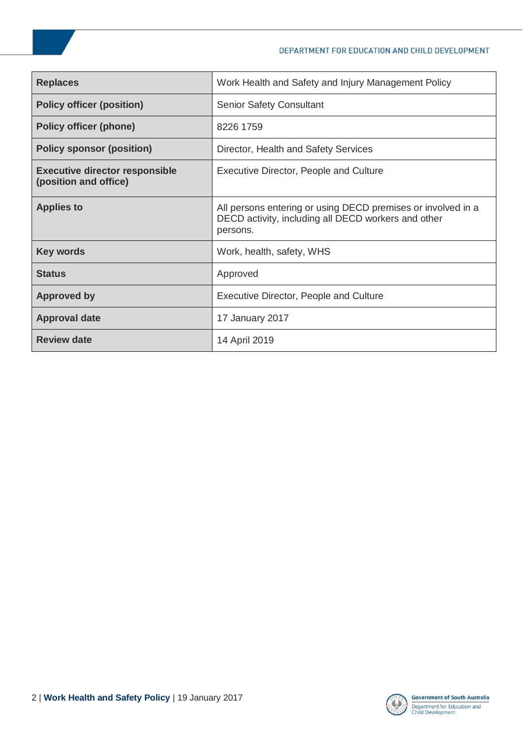| Replaces | Work Health and Safety and Injury Management Policy |
|---|---|
| Policy officer (position) | Senior Safety Consultant |
| Policy officer (phone) | 8226 1759 |
| Policy sponsor (position) | Director, Health and Safety Services |
| Executive director responsible (position and office) | Executive Director, People and Culture |
| Applies to | All persons entering or using DECD premises or involved in a DECD activity, including all DECD workers and other persons. |
| Key words | Work, health, safety, WHS |
| Status | Approved |
| Approved by | Executive Director, People and Culture |
| Approval date | 17 January 2017 |
| Review date | 14 April 2019 |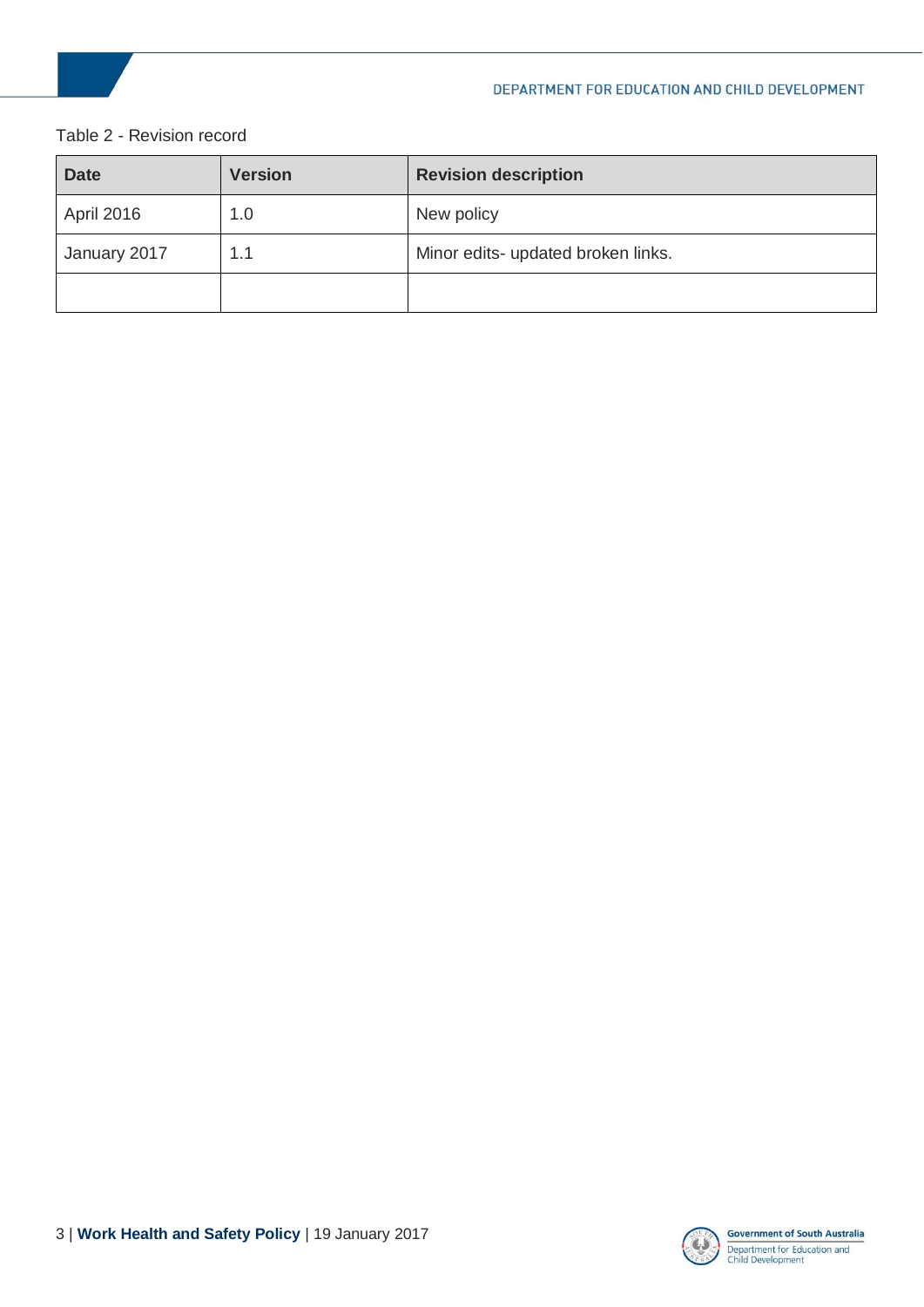Table 2 - Revision record

| Date | Version | Revision description |
| --- | --- | --- |
| April 2016 | 1.0 | New policy |
| January 2017 | 1.1 | Minor edits- updated broken links. |
| | | |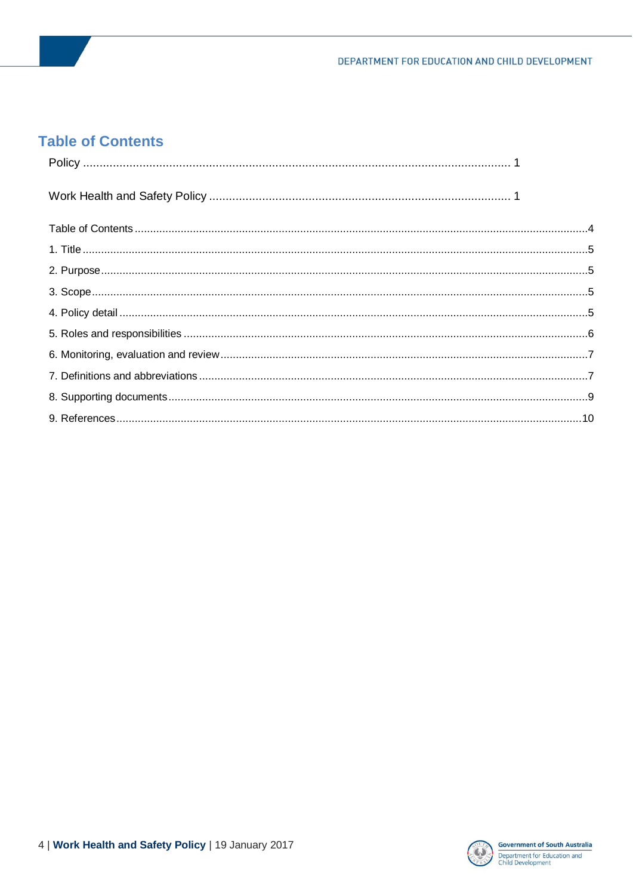## Table of Contents

Policy ............................................................................................................................ 1

Work Health and Safety Policy .................................................................................. 1

Table of Contents ..........................................................................................................4

1. Title ..........................................................................................................................5

2. Purpose ....................................................................................................................5

3. Scope .......................................................................................................................5

4. Policy detail ..............................................................................................................5

5. Roles and responsibilities .........................................................................................6

6. Monitoring, evaluation and review ............................................................................7

7. Definitions and abbreviations ...................................................................................7

8. Supporting documents .............................................................................................9

9. References .............................................................................................................10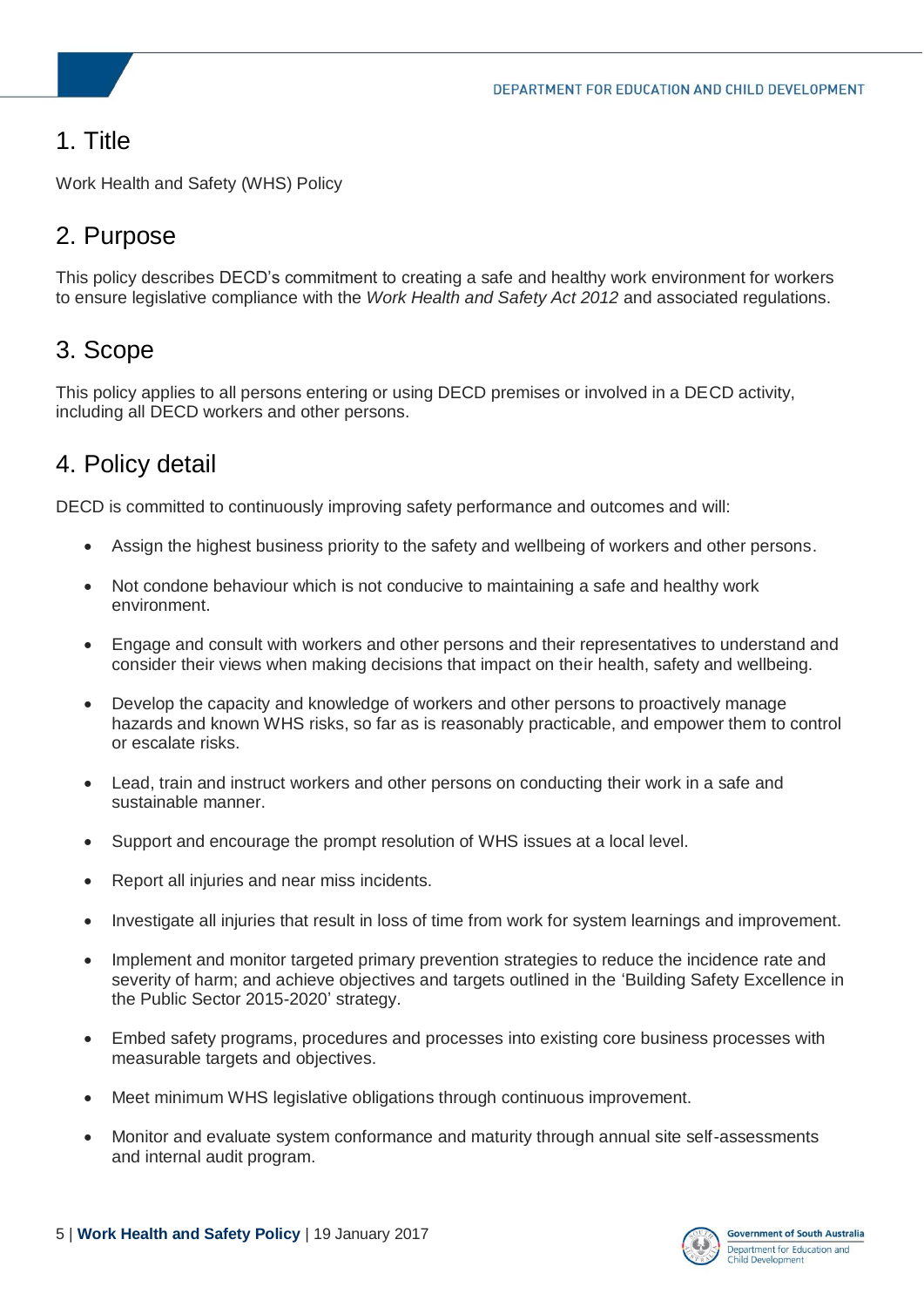## 1. Title

Work Health and Safety (WHS) Policy

## 2. Purpose

This policy describes DECD's commitment to creating a safe and healthy work environment for workers to ensure legislative compliance with the *Work Health and Safety Act 2012* and associated regulations.

## 3. Scope

This policy applies to all persons entering or using DECD premises or involved in a DECD activity, including all DECD workers and other persons.

## 4. Policy detail

DECD is committed to continuously improving safety performance and outcomes and will:

- Assign the highest business priority to the safety and wellbeing of workers and other persons.
- Not condone behaviour which is not conducive to maintaining a safe and healthy work environment.
- Engage and consult with workers and other persons and their representatives to understand and consider their views when making decisions that impact on their health, safety and wellbeing.
- Develop the capacity and knowledge of workers and other persons to proactively manage hazards and known WHS risks, so far as is reasonably practicable, and empower them to control or escalate risks.
- Lead, train and instruct workers and other persons on conducting their work in a safe and sustainable manner.
- Support and encourage the prompt resolution of WHS issues at a local level.
- Report all injuries and near miss incidents.
- Investigate all injuries that result in loss of time from work for system learnings and improvement.
- Implement and monitor targeted primary prevention strategies to reduce the incidence rate and severity of harm; and achieve objectives and targets outlined in the 'Building Safety Excellence in the Public Sector 2015-2020' strategy.
- Embed safety programs, procedures and processes into existing core business processes with measurable targets and objectives.
- Meet minimum WHS legislative obligations through continuous improvement.
- Monitor and evaluate system conformance and maturity through annual site self-assessments and internal audit program.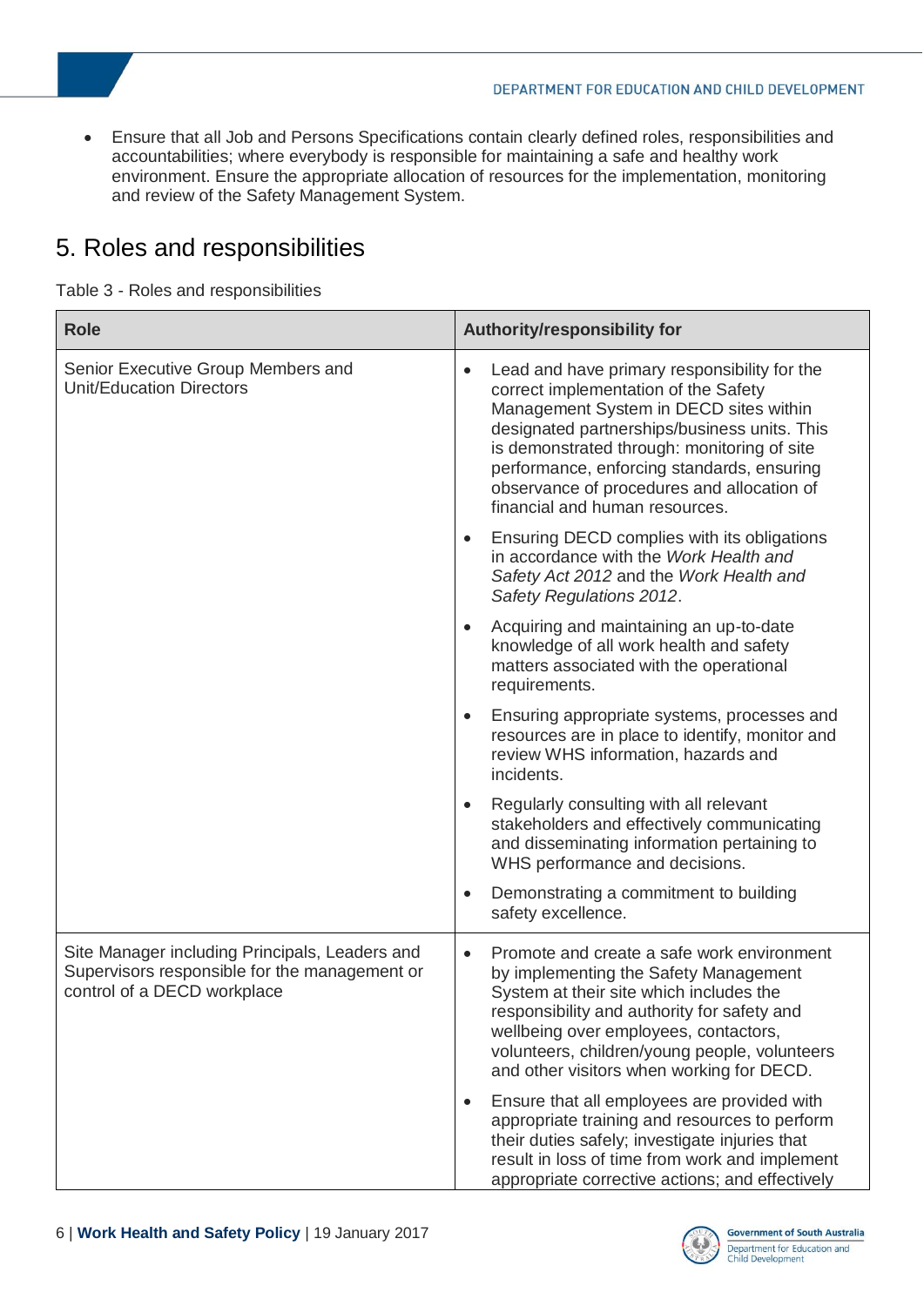- Ensure that all Job and Persons Specifications contain clearly defined roles, responsibilities and accountabilities; where everybody is responsible for maintaining a safe and healthy work environment. Ensure the appropriate allocation of resources for the implementation, monitoring and review of the Safety Management System.

## 5. Roles and responsibilities

Table 3 - Roles and responsibilities

| Role | Authority/responsibility for |
|---|---|
| Senior Executive Group Members and Unit/Education Directors | • Lead and have primary responsibility for the correct implementation of the Safety Management System in DECD sites within designated partnerships/business units. This is demonstrated through: monitoring of site performance, enforcing standards, ensuring observance of procedures and allocation of financial and human resources.<br>• Ensuring DECD complies with its obligations in accordance with the *Work Health and Safety Act 2012* and the *Work Health and Safety Regulations 2012*.<br>• Acquiring and maintaining an up-to-date knowledge of all work health and safety matters associated with the operational requirements.<br>• Ensuring appropriate systems, processes and resources are in place to identify, monitor and review WHS information, hazards and incidents.<br>• Regularly consulting with all relevant stakeholders and effectively communicating and disseminating information pertaining to WHS performance and decisions.<br>• Demonstrating a commitment to building safety excellence. |
| Site Manager including Principals, Leaders and Supervisors responsible for the management or control of a DECD workplace | • Promote and create a safe work environment by implementing the Safety Management System at their site which includes the responsibility and authority for safety and wellbeing over employees, contactors, volunteers, children/young people, volunteers and other visitors when working for DECD.<br>• Ensure that all employees are provided with appropriate training and resources to perform their duties safely; investigate injuries that result in loss of time from work and implement appropriate corrective actions; and effectively |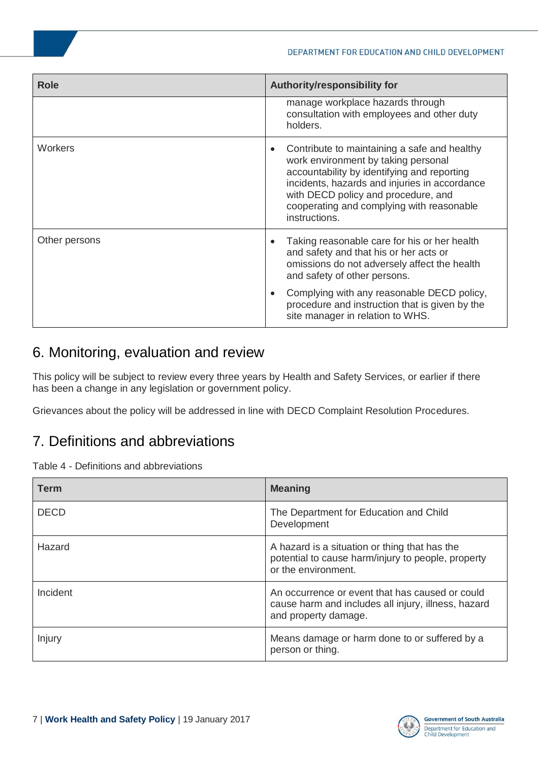| Role | Authority/responsibility for |
|---|---|
| | manage workplace hazards through consultation with employees and other duty holders. |
| Workers | • Contribute to maintaining a safe and healthy work environment by taking personal accountability by identifying and reporting incidents, hazards and injuries in accordance with DECD policy and procedure, and cooperating and complying with reasonable instructions. |
| Other persons | • Taking reasonable care for his or her health and safety and that his or her acts or omissions do not adversely affect the health and safety of other persons.<br>• Complying with any reasonable DECD policy, procedure and instruction that is given by the site manager in relation to WHS. |

## 6. Monitoring, evaluation and review

This policy will be subject to review every three years by Health and Safety Services, or earlier if there has been a change in any legislation or government policy.

Grievances about the policy will be addressed in line with DECD Complaint Resolution Procedures.

## 7. Definitions and abbreviations

Table 4 - Definitions and abbreviations

| Term | Meaning |
|---|---|
| DECD | The Department for Education and Child Development |
| Hazard | A hazard is a situation or thing that has the potential to cause harm/injury to people, property or the environment. |
| Incident | An occurrence or event that has caused or could cause harm and includes all injury, illness, hazard and property damage. |
| Injury | Means damage or harm done to or suffered by a person or thing. |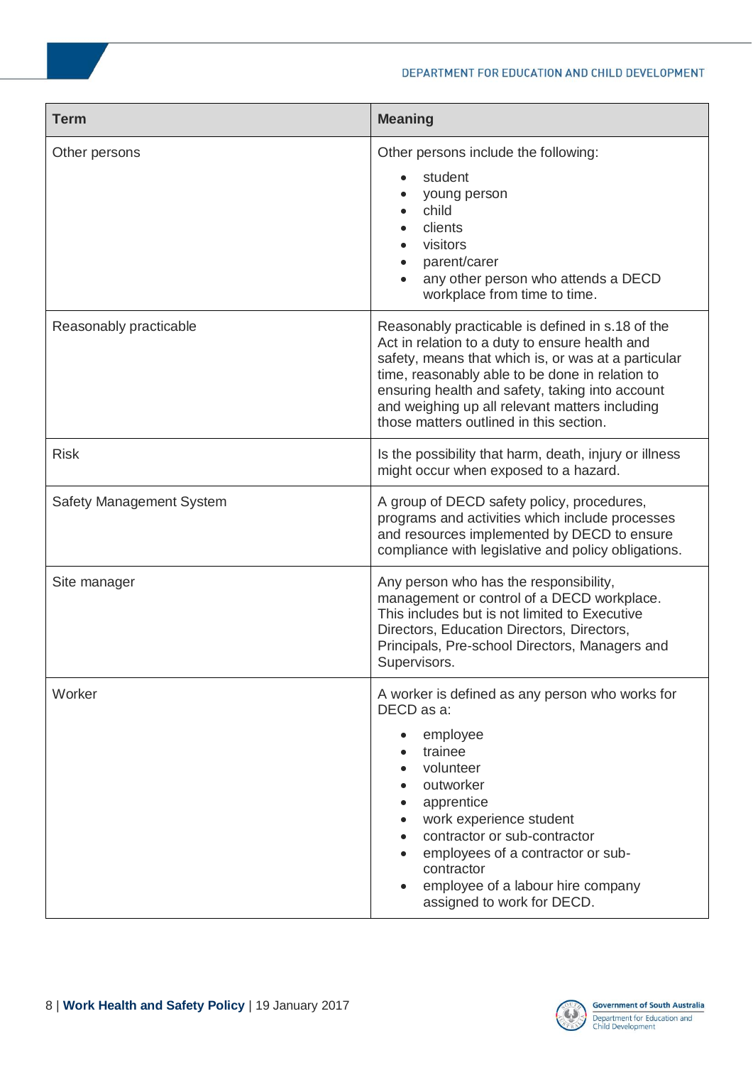| Term | Meaning |
| --- | --- |
| Other persons | Other persons include the following:<br>• student<br>• young person<br>• child<br>• clients<br>• visitors<br>• parent/carer<br>• any other person who attends a DECD workplace from time to time. |
| Reasonably practicable | Reasonably practicable is defined in s.18 of the Act in relation to a duty to ensure health and safety, means that which is, or was at a particular time, reasonably able to be done in relation to ensuring health and safety, taking into account and weighing up all relevant matters including those matters outlined in this section. |
| Risk | Is the possibility that harm, death, injury or illness might occur when exposed to a hazard. |
| Safety Management System | A group of DECD safety policy, procedures, programs and activities which include processes and resources implemented by DECD to ensure compliance with legislative and policy obligations. |
| Site manager | Any person who has the responsibility, management or control of a DECD workplace. This includes but is not limited to Executive Directors, Education Directors, Directors, Principals, Pre-school Directors, Managers and Supervisors. |
| Worker | A worker is defined as any person who works for DECD as a:<br>• employee<br>• trainee<br>• volunteer<br>• outworker<br>• apprentice<br>• work experience student<br>• contractor or sub-contractor<br>• employees of a contractor or sub-contractor<br>• employee of a labour hire company assigned to work for DECD. |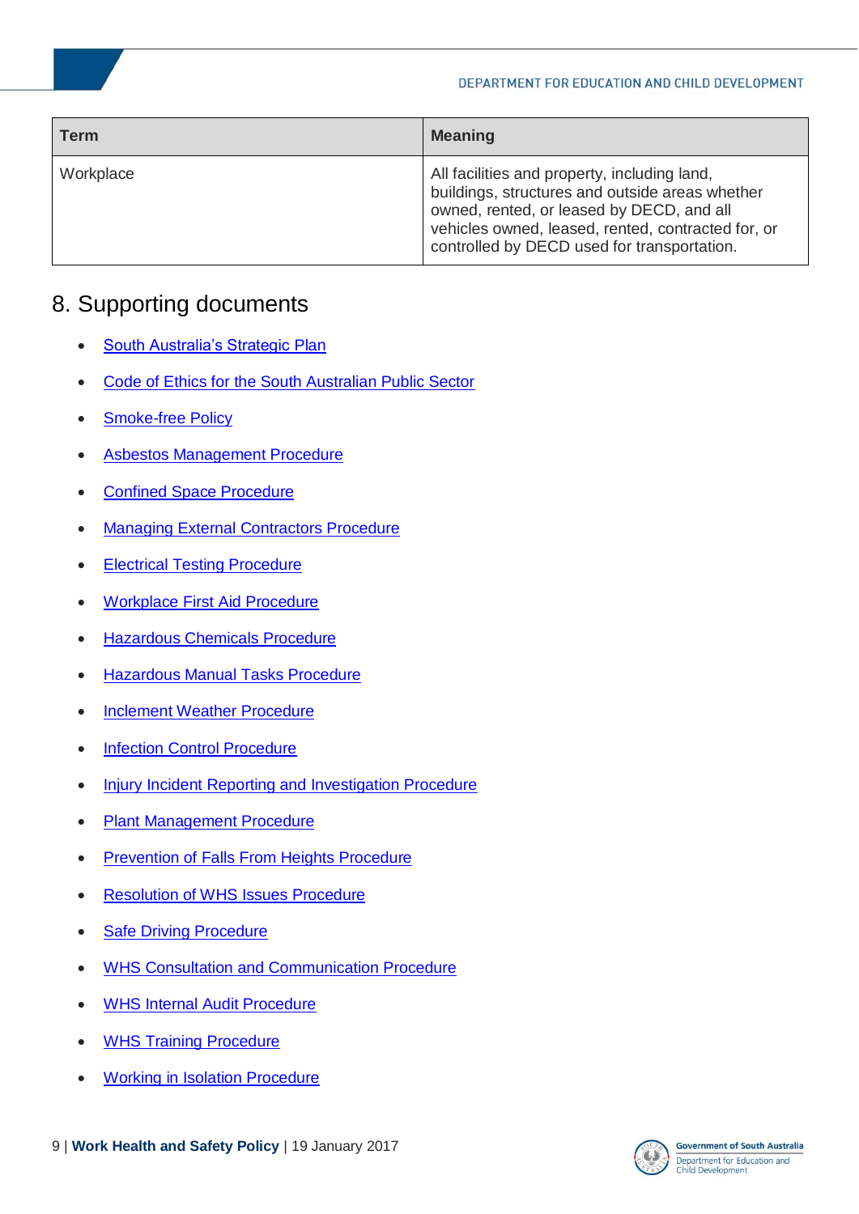| Term | Meaning |
| --- | --- |
| Workplace | All facilities and property, including land, buildings, structures and outside areas whether owned, rented, or leased by DECD, and all vehicles owned, leased, rented, contracted for, or controlled by DECD used for transportation. |

## 8. Supporting documents

- South Australia's Strategic Plan
- Code of Ethics for the South Australian Public Sector
- Smoke-free Policy
- Asbestos Management Procedure
- Confined Space Procedure
- Managing External Contractors Procedure
- Electrical Testing Procedure
- Workplace First Aid Procedure
- Hazardous Chemicals Procedure
- Hazardous Manual Tasks Procedure
- Inclement Weather Procedure
- Infection Control Procedure
- Injury Incident Reporting and Investigation Procedure
- Plant Management Procedure
- Prevention of Falls From Heights Procedure
- Resolution of WHS Issues Procedure
- Safe Driving Procedure
- WHS Consultation and Communication Procedure
- WHS Internal Audit Procedure
- WHS Training Procedure
- Working in Isolation Procedure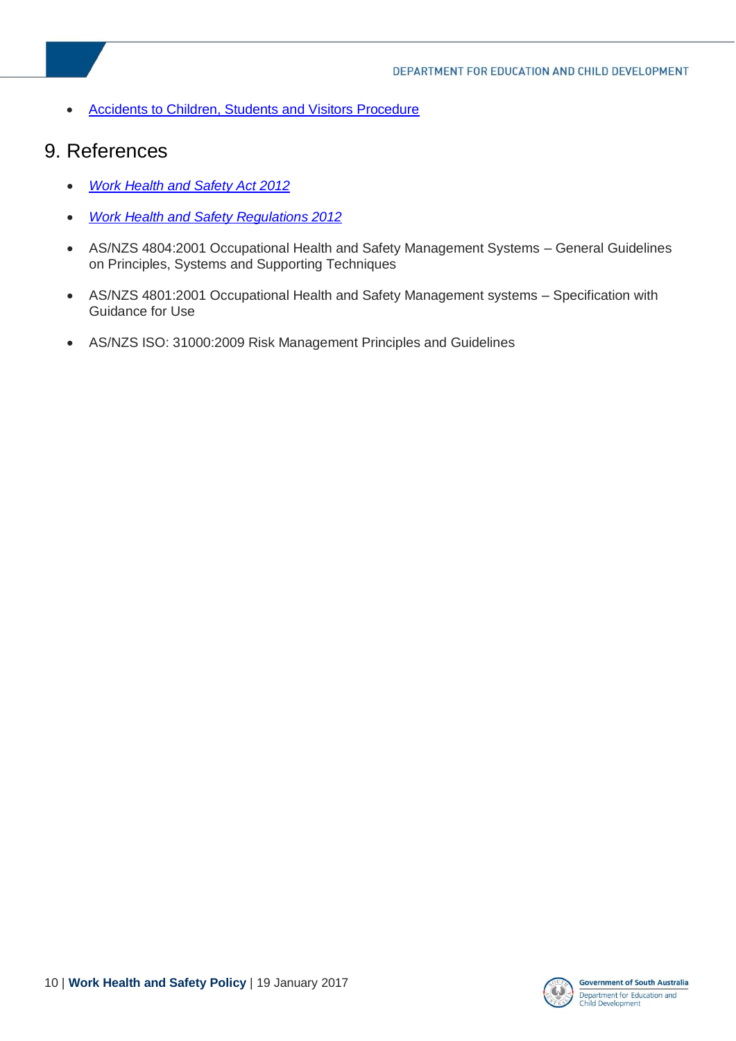- Accidents to Children, Students and Visitors Procedure

## 9. References

- *Work Health and Safety Act 2012*
- *Work Health and Safety Regulations 2012*
- AS/NZS 4804:2001 Occupational Health and Safety Management Systems – General Guidelines on Principles, Systems and Supporting Techniques
- AS/NZS 4801:2001 Occupational Health and Safety Management systems – Specification with Guidance for Use
- AS/NZS ISO: 31000:2009 Risk Management Principles and Guidelines